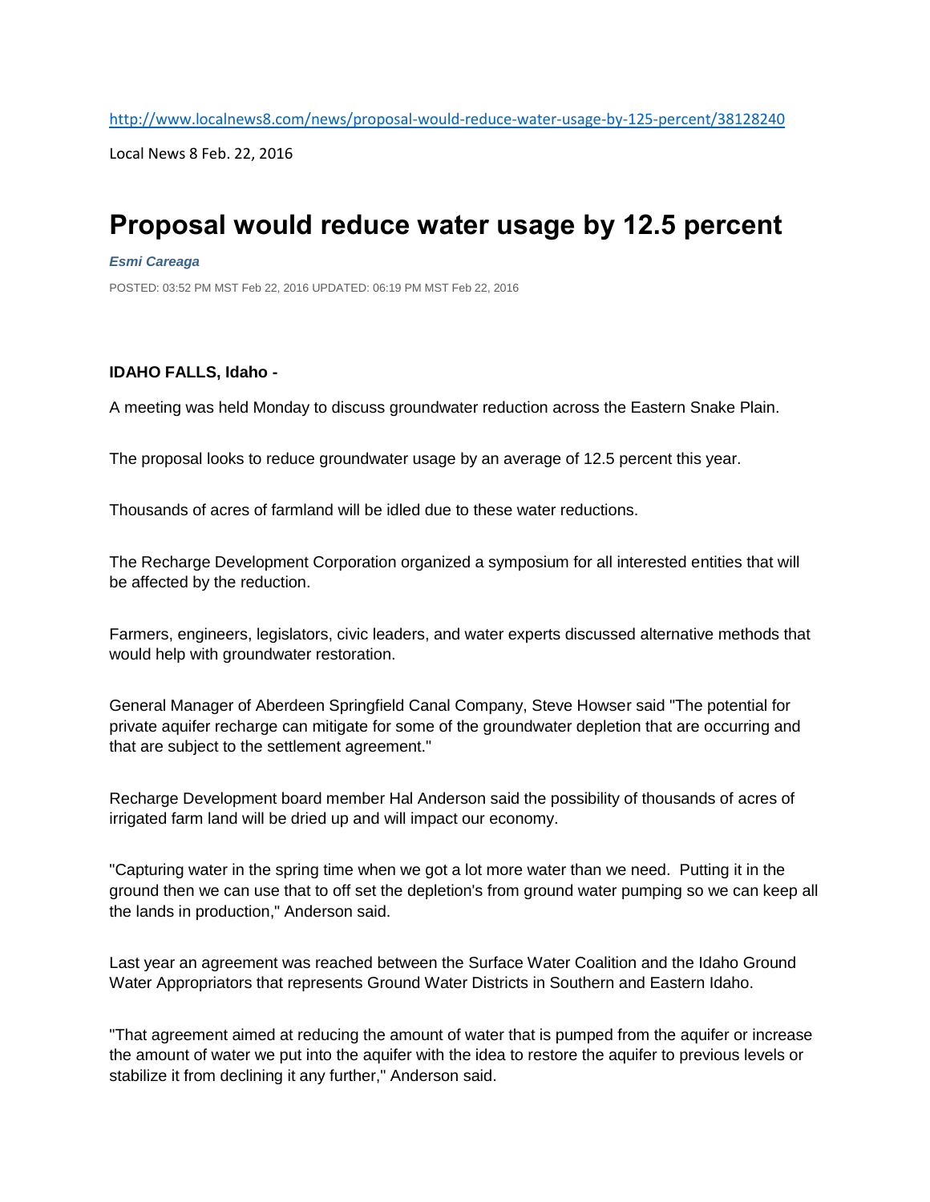http://www.localnews8.com/news/proposal-would-reduce-water-usage-by-125-percent/38128240

Local News 8 Feb. 22, 2016

# Proposal would reduce water usage by 12.5 percent

***Esmi Careaga***

POSTED: 03:52 PM MST Feb 22, 2016 UPDATED: 06:19 PM MST Feb 22, 2016

**IDAHO FALLS, Idaho -**

A meeting was held Monday to discuss groundwater reduction across the Eastern Snake Plain.

The proposal looks to reduce groundwater usage by an average of 12.5 percent this year.

Thousands of acres of farmland will be idled due to these water reductions.

The Recharge Development Corporation organized a symposium for all interested entities that will be affected by the reduction.

Farmers, engineers, legislators, civic leaders, and water experts discussed alternative methods that would help with groundwater restoration.

General Manager of Aberdeen Springfield Canal Company, Steve Howser said "The potential for private aquifer recharge can mitigate for some of the groundwater depletion that are occurring and that are subject to the settlement agreement."

Recharge Development board member Hal Anderson said the possibility of thousands of acres of irrigated farm land will be dried up and will impact our economy.

"Capturing water in the spring time when we got a lot more water than we need. Putting it in the ground then we can use that to off set the depletion's from ground water pumping so we can keep all the lands in production," Anderson said.

Last year an agreement was reached between the Surface Water Coalition and the Idaho Ground Water Appropriators that represents Ground Water Districts in Southern and Eastern Idaho.

"That agreement aimed at reducing the amount of water that is pumped from the aquifer or increase the amount of water we put into the aquifer with the idea to restore the aquifer to previous levels or stabilize it from declining it any further," Anderson said.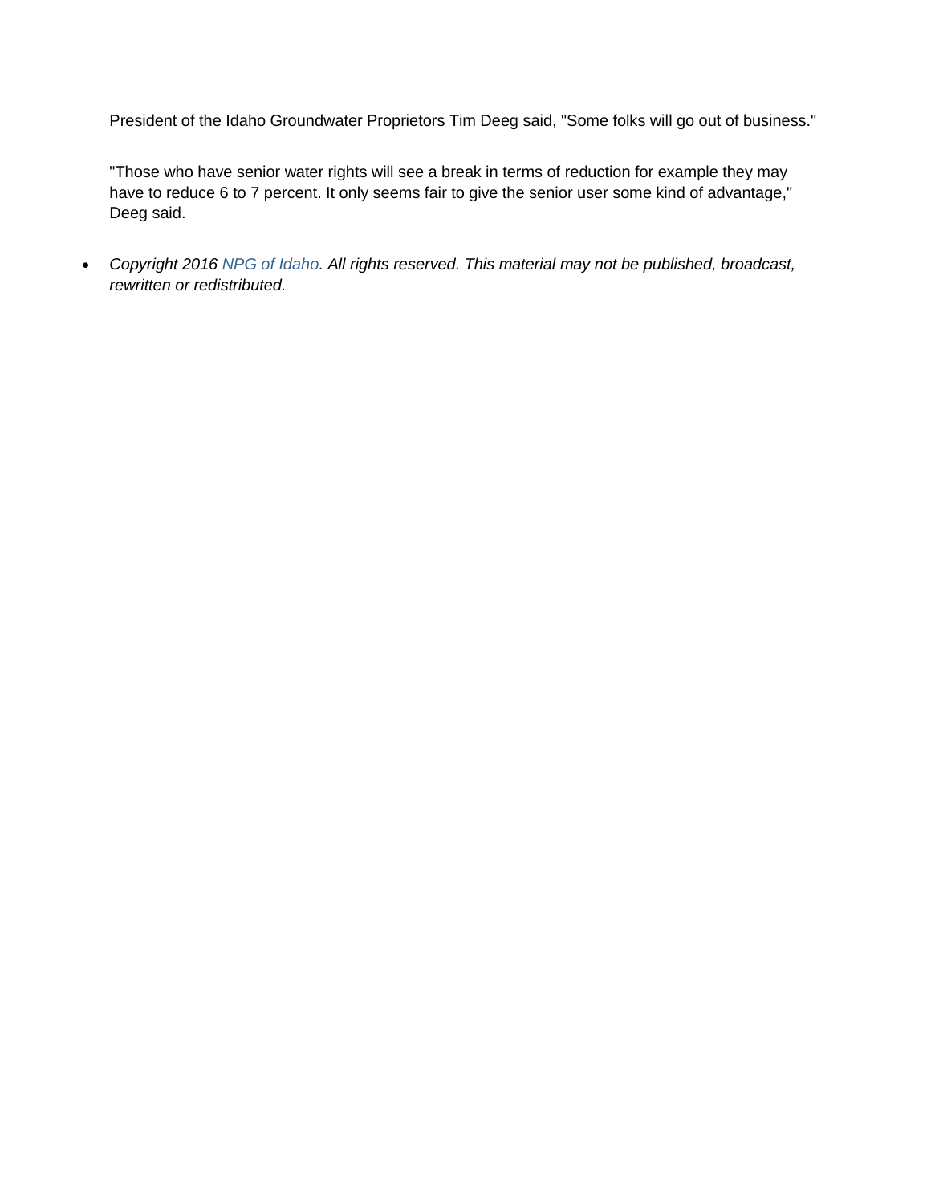President of the Idaho Groundwater Proprietors Tim Deeg said, "Some folks will go out of business."

"Those who have senior water rights will see a break in terms of reduction for example they may have to reduce 6 to 7 percent. It only seems fair to give the senior user some kind of advantage," Deeg said.

- *Copyright 2016 NPG of Idaho. All rights reserved. This material may not be published, broadcast, rewritten or redistributed.*